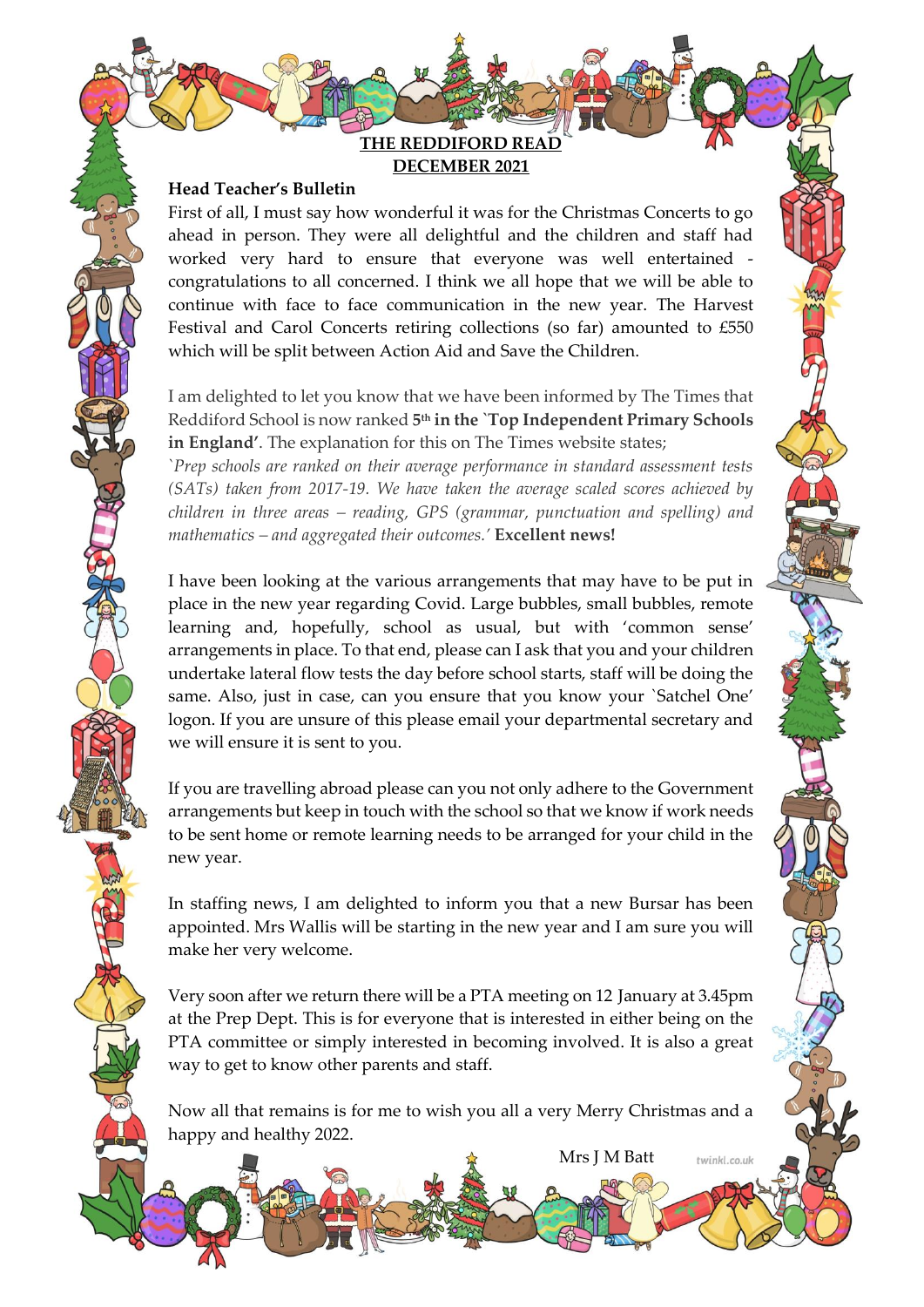# THE REDDIFORD READ
## DECEMBER 2021

**Head Teacher's Bulletin**

First of all, I must say how wonderful it was for the Christmas Concerts to go ahead in person. They were all delightful and the children and staff had worked very hard to ensure that everyone was well entertained - congratulations to all concerned. I think we all hope that we will be able to continue with face to face communication in the new year. The Harvest Festival and Carol Concerts retiring collections (so far) amounted to £550 which will be split between Action Aid and Save the Children.

I am delighted to let you know that we have been informed by The Times that Reddiford School is now ranked **5th in the `Top Independent Primary Schools in England'**. The explanation for this on The Times website states;

*`Prep schools are ranked on their average performance in standard assessment tests (SATs) taken from 2017-19. We have taken the average scaled scores achieved by children in three areas – reading, GPS (grammar, punctuation and spelling) and mathematics – and aggregated their outcomes.'* **Excellent news!**

I have been looking at the various arrangements that may have to be put in place in the new year regarding Covid. Large bubbles, small bubbles, remote learning and, hopefully, school as usual, but with 'common sense' arrangements in place. To that end, please can I ask that you and your children undertake lateral flow tests the day before school starts, staff will be doing the same. Also, just in case, can you ensure that you know your `Satchel One' logon. If you are unsure of this please email your departmental secretary and we will ensure it is sent to you.

If you are travelling abroad please can you not only adhere to the Government arrangements but keep in touch with the school so that we know if work needs to be sent home or remote learning needs to be arranged for your child in the new year.

In staffing news, I am delighted to inform you that a new Bursar has been appointed. Mrs Wallis will be starting in the new year and I am sure you will make her very welcome.

Very soon after we return there will be a PTA meeting on 12 January at 3.45pm at the Prep Dept. This is for everyone that is interested in either being on the PTA committee or simply interested in becoming involved. It is also a great way to get to know other parents and staff.

Now all that remains is for me to wish you all a very Merry Christmas and a happy and healthy 2022.

Mrs J M Batt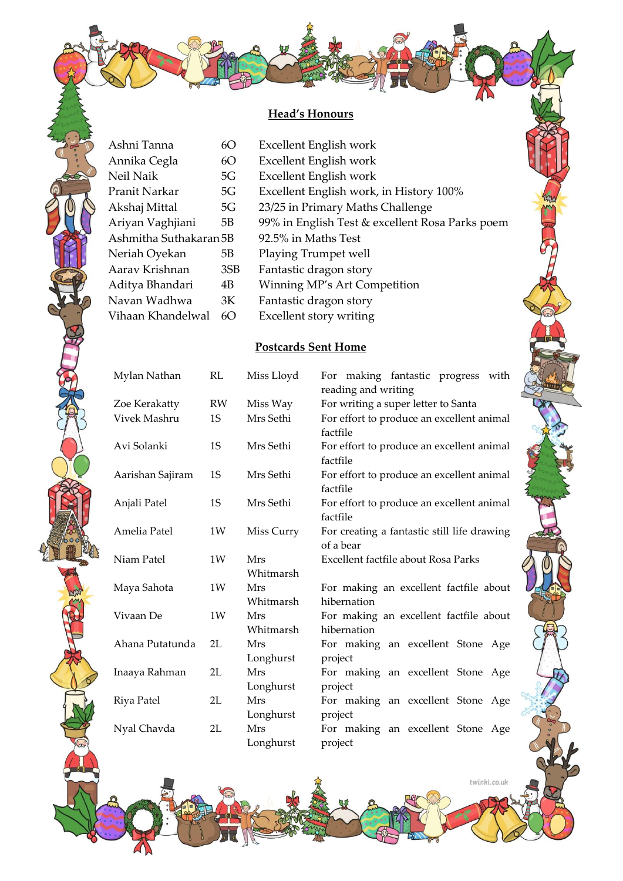## Head's Honours

| | | |
|---|---|---|
| Ashni Tanna | 6O | Excellent English work |
| Annika Cegla | 6O | Excellent English work |
| Neil Naik | 5G | Excellent English work |
| Pranit Narkar | 5G | Excellent English work, in History 100% |
| Akshaj Mittal | 5G | 23/25 in Primary Maths Challenge |
| Ariyan Vaghjiani | 5B | 99% in English Test & excellent Rosa Parks poem |
| Ashmitha Suthakaran | 5B | 92.5% in Maths Test |
| Neriah Oyekan | 5B | Playing Trumpet well |
| Aarav Krishnan | 3SB | Fantastic dragon story |
| Aditya Bhandari | 4B | Winning MP's Art Competition |
| Navan Wadhwa | 3K | Fantastic dragon story |
| Vihaan Khandelwal | 6O | Excellent story writing |

## Postcards Sent Home

| | | | |
|---|---|---|---|
| Mylan Nathan | RL | Miss Lloyd | For making fantastic progress with reading and writing |
| Zoe Kerakatty | RW | Miss Way | For writing a super letter to Santa |
| Vivek Mashru | 1S | Mrs Sethi | For effort to produce an excellent animal factfile |
| Avi Solanki | 1S | Mrs Sethi | For effort to produce an excellent animal factfile |
| Aarishan Sajiram | 1S | Mrs Sethi | For effort to produce an excellent animal factfile |
| Anjali Patel | 1S | Mrs Sethi | For effort to produce an excellent animal factfile |
| Amelia Patel | 1W | Miss Curry | For creating a fantastic still life drawing of a bear |
| Niam Patel | 1W | Mrs Whitmarsh | Excellent factfile about Rosa Parks |
| Maya Sahota | 1W | Mrs Whitmarsh | For making an excellent factfile about hibernation |
| Vivaan De | 1W | Mrs Whitmarsh | For making an excellent factfile about hibernation |
| Ahana Putatunda | 2L | Mrs Longhurst | For making an excellent Stone Age project |
| Inaaya Rahman | 2L | Mrs Longhurst | For making an excellent Stone Age project |
| Riya Patel | 2L | Mrs Longhurst | For making an excellent Stone Age project |
| Nyal Chavda | 2L | Mrs Longhurst | For making an excellent Stone Age project |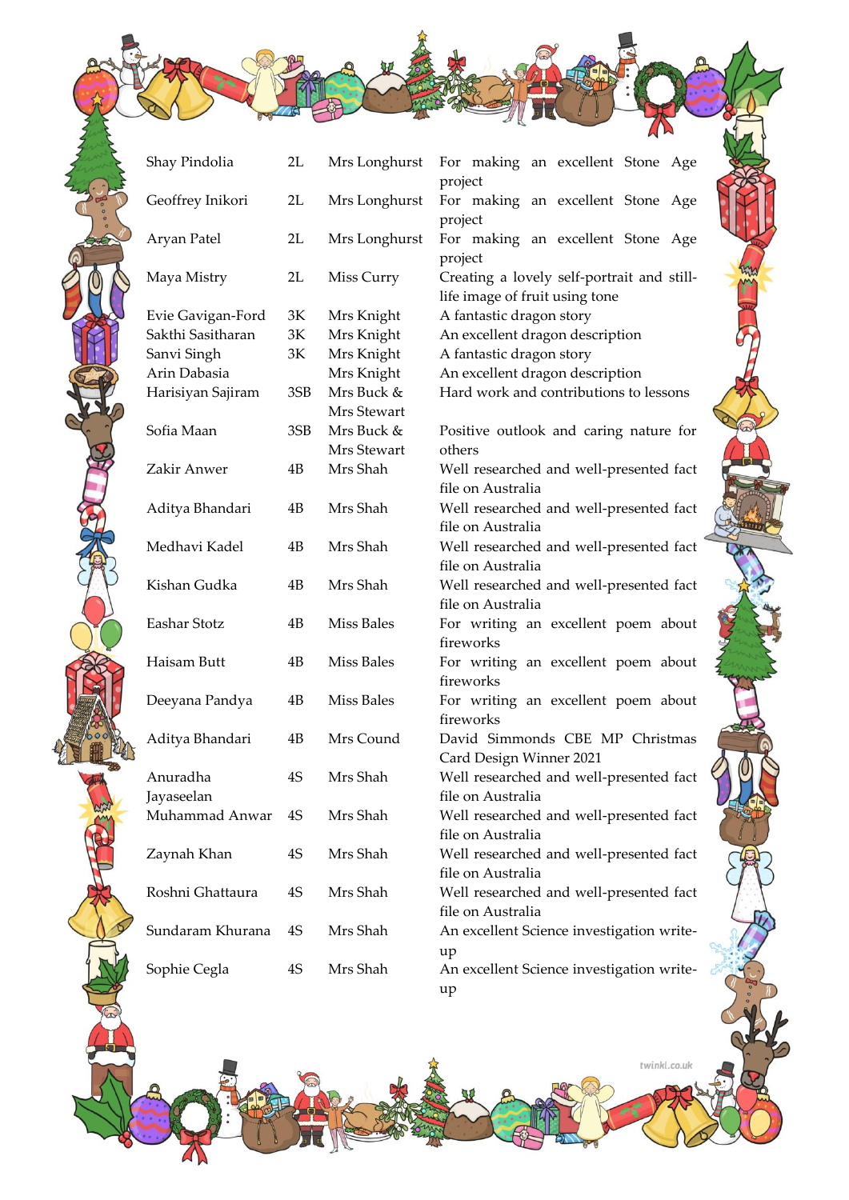| | | | |
|---|---|---|---|
| Shay Pindolia | 2L | Mrs Longhurst | For making an excellent Stone Age project |
| Geoffrey Inikori | 2L | Mrs Longhurst | For making an excellent Stone Age project |
| Aryan Patel | 2L | Mrs Longhurst | For making an excellent Stone Age project |
| Maya Mistry | 2L | Miss Curry | Creating a lovely self-portrait and still-life image of fruit using tone |
| Evie Gavigan-Ford | 3K | Mrs Knight | A fantastic dragon story |
| Sakthi Sasitharan | 3K | Mrs Knight | An excellent dragon description |
| Sanvi Singh | 3K | Mrs Knight | A fantastic dragon story |
| Arin Dabasia | | Mrs Knight | An excellent dragon description |
| Harisiyan Sajiram | 3SB | Mrs Buck & Mrs Stewart | Hard work and contributions to lessons |
| Sofia Maan | 3SB | Mrs Buck & Mrs Stewart | Positive outlook and caring nature for others |
| Zakir Anwer | 4B | Mrs Shah | Well researched and well-presented fact file on Australia |
| Aditya Bhandari | 4B | Mrs Shah | Well researched and well-presented fact file on Australia |
| Medhavi Kadel | 4B | Mrs Shah | Well researched and well-presented fact file on Australia |
| Kishan Gudka | 4B | Mrs Shah | Well researched and well-presented fact file on Australia |
| Eashar Stotz | 4B | Miss Bales | For writing an excellent poem about fireworks |
| Haisam Butt | 4B | Miss Bales | For writing an excellent poem about fireworks |
| Deeyana Pandya | 4B | Miss Bales | For writing an excellent poem about fireworks |
| Aditya Bhandari | 4B | Mrs Cound | David Simmonds CBE MP Christmas Card Design Winner 2021 |
| Anuradha Jayaseelan | 4S | Mrs Shah | Well researched and well-presented fact file on Australia |
| Muhammad Anwar | 4S | Mrs Shah | Well researched and well-presented fact file on Australia |
| Zaynah Khan | 4S | Mrs Shah | Well researched and well-presented fact file on Australia |
| Roshni Ghattaura | 4S | Mrs Shah | Well researched and well-presented fact file on Australia |
| Sundaram Khurana | 4S | Mrs Shah | An excellent Science investigation write-up |
| Sophie Cegla | 4S | Mrs Shah | An excellent Science investigation write-up |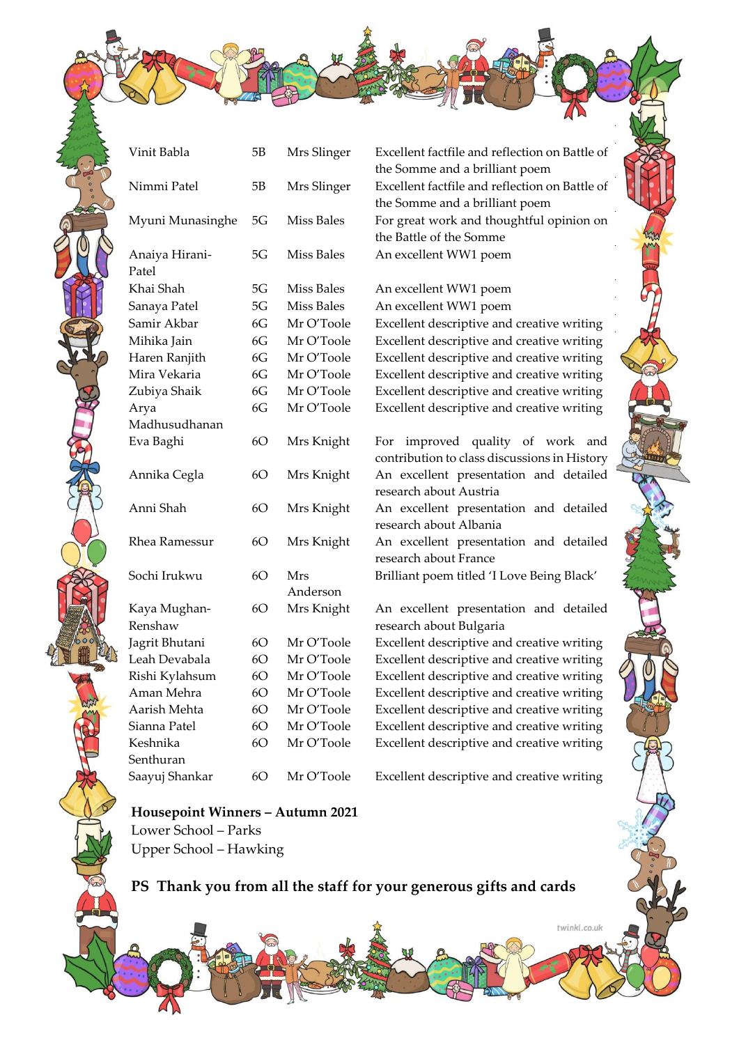| | | | |
|---|---|---|---|
| Vinit Babla | 5B | Mrs Slinger | Excellent factfile and reflection on Battle of the Somme and a brilliant poem |
| Nimmi Patel | 5B | Mrs Slinger | Excellent factfile and reflection on Battle of the Somme and a brilliant poem |
| Myuni Munasinghe | 5G | Miss Bales | For great work and thoughtful opinion on the Battle of the Somme |
| Anaiya Hirani-Patel | 5G | Miss Bales | An excellent WW1 poem |
| Khai Shah | 5G | Miss Bales | An excellent WW1 poem |
| Sanaya Patel | 5G | Miss Bales | An excellent WW1 poem |
| Samir Akbar | 6G | Mr O'Toole | Excellent descriptive and creative writing |
| Mihika Jain | 6G | Mr O'Toole | Excellent descriptive and creative writing |
| Haren Ranjith | 6G | Mr O'Toole | Excellent descriptive and creative writing |
| Mira Vekaria | 6G | Mr O'Toole | Excellent descriptive and creative writing |
| Zubiya Shaik | 6G | Mr O'Toole | Excellent descriptive and creative writing |
| Arya Madhusudhanan | 6G | Mr O'Toole | Excellent descriptive and creative writing |
| Eva Baghi | 6O | Mrs Knight | For improved quality of work and contribution to class discussions in History |
| Annika Cegla | 6O | Mrs Knight | An excellent presentation and detailed research about Austria |
| Anni Shah | 6O | Mrs Knight | An excellent presentation and detailed research about Albania |
| Rhea Ramessur | 6O | Mrs Knight | An excellent presentation and detailed research about France |
| Sochi Irukwu | 6O | Mrs Anderson | Brilliant poem titled 'I Love Being Black' |
| Kaya Mughan-Renshaw | 6O | Mrs Knight | An excellent presentation and detailed research about Bulgaria |
| Jagrit Bhutani | 6O | Mr O'Toole | Excellent descriptive and creative writing |
| Leah Devabala | 6O | Mr O'Toole | Excellent descriptive and creative writing |
| Rishi Kylahsum | 6O | Mr O'Toole | Excellent descriptive and creative writing |
| Aman Mehra | 6O | Mr O'Toole | Excellent descriptive and creative writing |
| Aarish Mehta | 6O | Mr O'Toole | Excellent descriptive and creative writing |
| Sianna Patel | 6O | Mr O'Toole | Excellent descriptive and creative writing |
| Keshnika Senthuran | 6O | Mr O'Toole | Excellent descriptive and creative writing |
| Saayuj Shankar | 6O | Mr O'Toole | Excellent descriptive and creative writing |

**Housepoint Winners – Autumn 2021**
Lower School – Parks
Upper School – Hawking

**PS Thank you from all the staff for your generous gifts and cards**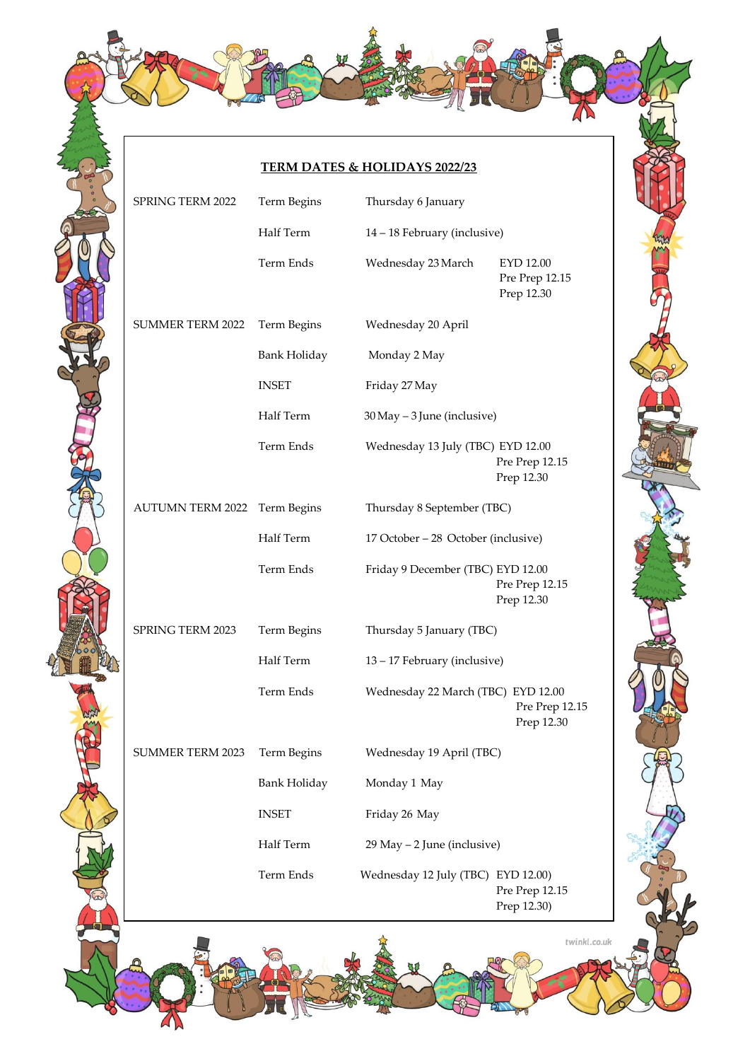**TERM DATES & HOLIDAYS 2022/23**

| | | | |
|---|---|---|---|
| SPRING TERM 2022 | Term Begins | Thursday 6 January | |
| | Half Term | 14 – 18 February (inclusive) | |
| | Term Ends | Wednesday 23 March | EYD 12.00<br>Pre Prep 12.15<br>Prep 12.30 |
| SUMMER TERM 2022 | Term Begins | Wednesday 20 April | |
| | Bank Holiday | Monday 2 May | |
| | INSET | Friday 27 May | |
| | Half Term | 30 May – 3 June (inclusive) | |
| | Term Ends | Wednesday 13 July (TBC) | EYD 12.00<br>Pre Prep 12.15<br>Prep 12.30 |
| AUTUMN TERM 2022 | Term Begins | Thursday 8 September (TBC) | |
| | Half Term | 17 October – 28 October (inclusive) | |
| | Term Ends | Friday 9 December (TBC) | EYD 12.00<br>Pre Prep 12.15<br>Prep 12.30 |
| SPRING TERM 2023 | Term Begins | Thursday 5 January (TBC) | |
| | Half Term | 13 – 17 February (inclusive) | |
| | Term Ends | Wednesday 22 March (TBC) | EYD 12.00<br>Pre Prep 12.15<br>Prep 12.30 |
| SUMMER TERM 2023 | Term Begins | Wednesday 19 April (TBC) | |
| | Bank Holiday | Monday 1 May | |
| | INSET | Friday 26 May | |
| | Half Term | 29 May – 2 June (inclusive) | |
| | Term Ends | Wednesday 12 July (TBC) | EYD 12.00)<br>Pre Prep 12.15<br>Prep 12.30) |